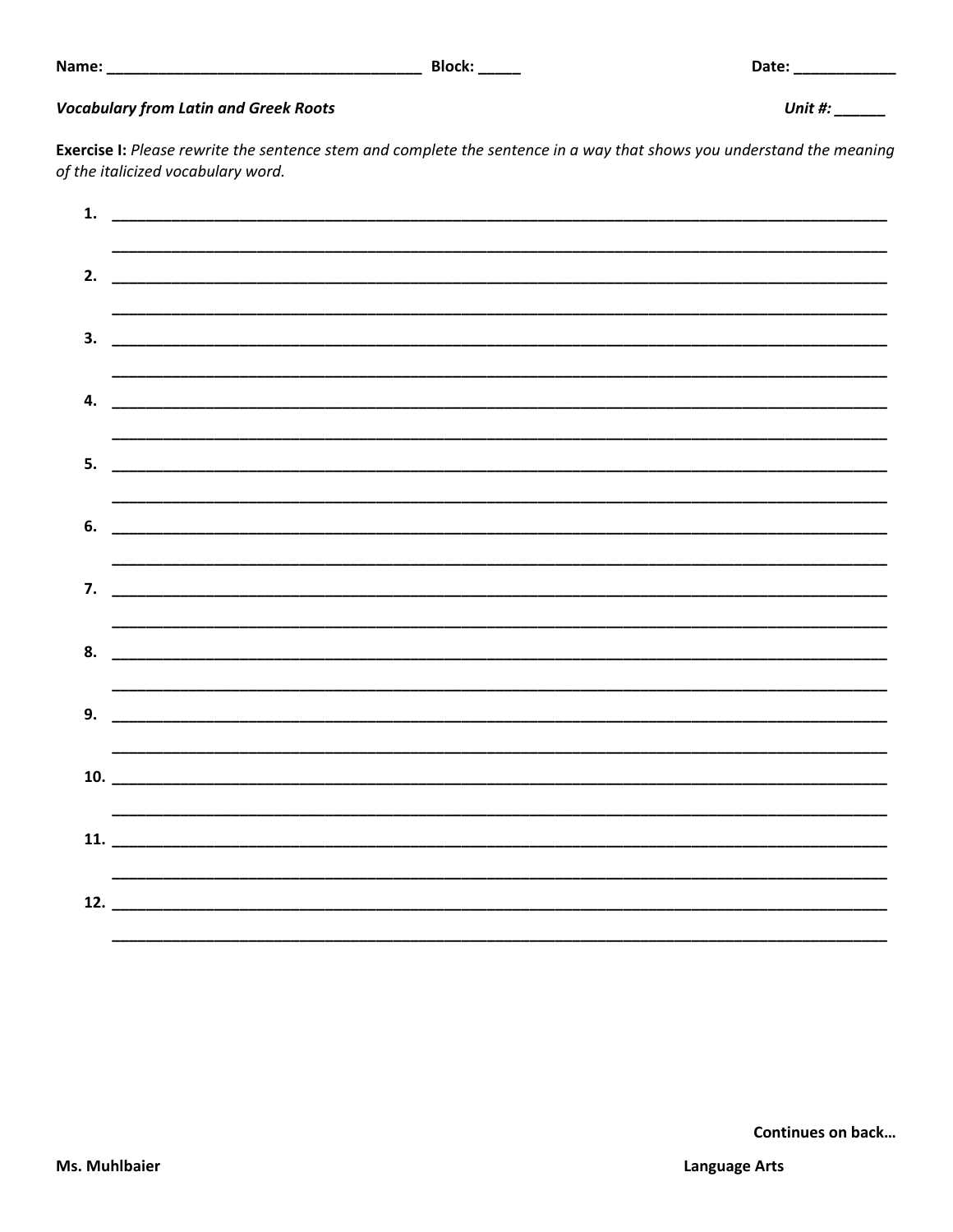Name: _____________________________________ Block: _____ Date: ____________

***Vocabulary from Latin and Greek Roots*** ***Unit #:*** ______

**Exercise I:** *Please rewrite the sentence stem and complete the sentence in a way that shows you understand the meaning of the italicized vocabulary word.*

1. ____________________________________________________________________________________________

   ____________________________________________________________________________________________

2. ____________________________________________________________________________________________

   ____________________________________________________________________________________________

3. ____________________________________________________________________________________________

   ____________________________________________________________________________________________

4. ____________________________________________________________________________________________

   ____________________________________________________________________________________________

5. ____________________________________________________________________________________________

   ____________________________________________________________________________________________

6. ____________________________________________________________________________________________

   ____________________________________________________________________________________________

7. ____________________________________________________________________________________________

   ____________________________________________________________________________________________

8. ____________________________________________________________________________________________

   ____________________________________________________________________________________________

9. ____________________________________________________________________________________________

   ____________________________________________________________________________________________

10. ____________________________________________________________________________________________

    ____________________________________________________________________________________________

11. ____________________________________________________________________________________________

    ____________________________________________________________________________________________

12. ____________________________________________________________________________________________

    ____________________________________________________________________________________________

**Continues on back…**

**Ms. Muhlbaier** **Language Arts**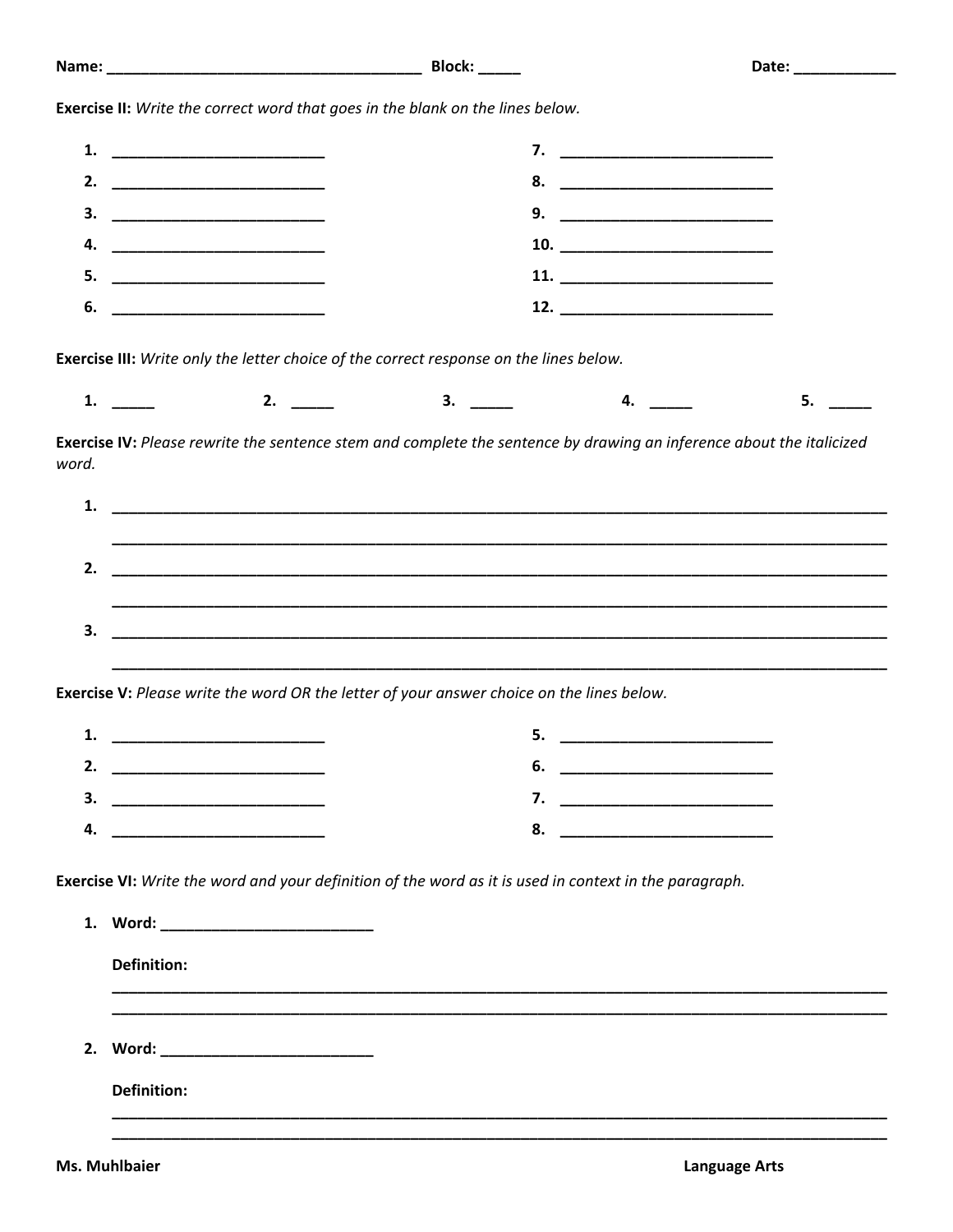**Name:** ______________________________________ **Block:** _____ **Date:** ____________

**Exercise II:** *Write the correct word that goes in the blank on the lines below.*

1. __________________________
2. __________________________
3. __________________________
4. __________________________
5. __________________________
6. __________________________
7. __________________________
8. __________________________
9. __________________________
10. __________________________
11. __________________________
12. __________________________

**Exercise III:** *Write only the letter choice of the correct response on the lines below.*

1. _____ 2. _____ 3. _____ 4. _____ 5. _____

**Exercise IV:** *Please rewrite the sentence stem and complete the sentence by drawing an inference about the italicized word.*

1. ______________________________________________________________________________

   ______________________________________________________________________________

2. ______________________________________________________________________________

   ______________________________________________________________________________

3. ______________________________________________________________________________

   ______________________________________________________________________________

**Exercise V:** *Please write the word OR the letter of your answer choice on the lines below.*

1. __________________________
2. __________________________
3. __________________________
4. __________________________
5. __________________________
6. __________________________
7. __________________________
8. __________________________

**Exercise VI:** *Write the word and your definition of the word as it is used in context in the paragraph.*

1. **Word:** __________________________

   **Definition:**

   ______________________________________________________________________________

   ______________________________________________________________________________

2. **Word:** __________________________

   **Definition:**

   ______________________________________________________________________________

   ______________________________________________________________________________

**Ms. Muhlbaier** **Language Arts**